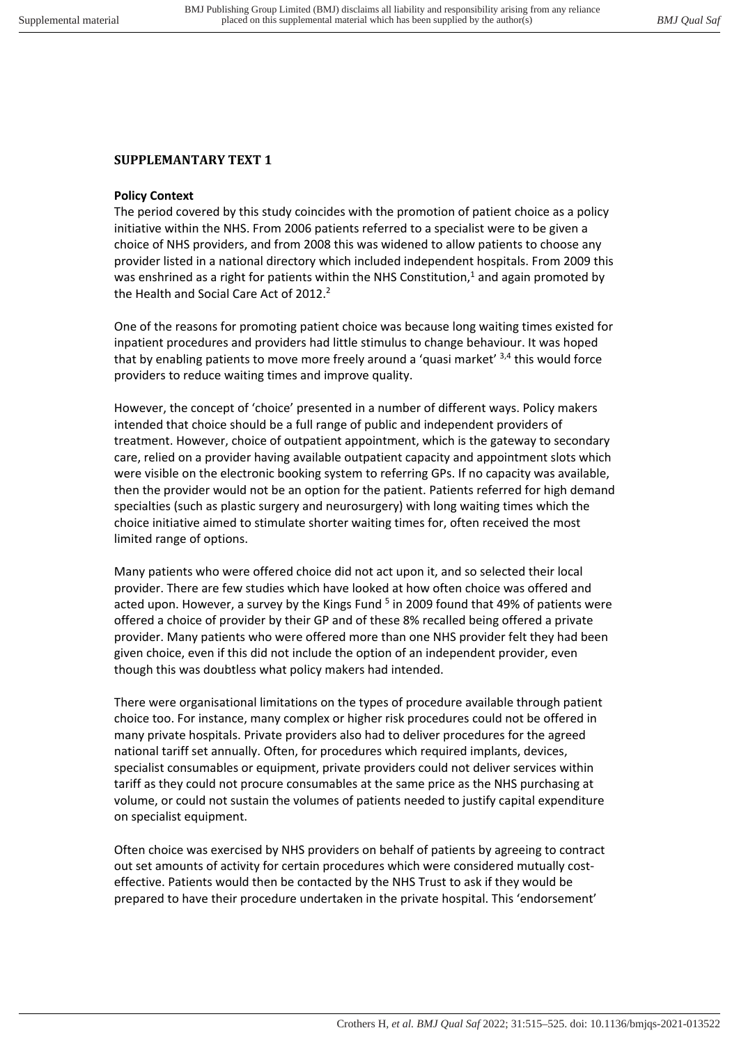## SUPPLEMANTARY TEXT 1

### Policy Context

The period covered by this study coincides with the promotion of patient choice as a policy initiative within the NHS. From 2006 patients referred to a specialist were to be given a choice of NHS providers, and from 2008 this was widened to allow patients to choose any provider listed in a national directory which included independent hospitals. From 2009 this was enshrined as a right for patients within the NHS Constitution,[1] and again promoted by the Health and Social Care Act of 2012.[2]

One of the reasons for promoting patient choice was because long waiting times existed for inpatient procedures and providers had little stimulus to change behaviour. It was hoped that by enabling patients to move more freely around a 'quasi market' [3,4] this would force providers to reduce waiting times and improve quality.

However, the concept of 'choice' presented in a number of different ways. Policy makers intended that choice should be a full range of public and independent providers of treatment. However, choice of outpatient appointment, which is the gateway to secondary care, relied on a provider having available outpatient capacity and appointment slots which were visible on the electronic booking system to referring GPs. If no capacity was available, then the provider would not be an option for the patient. Patients referred for high demand specialties (such as plastic surgery and neurosurgery) with long waiting times which the choice initiative aimed to stimulate shorter waiting times for, often received the most limited range of options.

Many patients who were offered choice did not act upon it, and so selected their local provider. There are few studies which have looked at how often choice was offered and acted upon. However, a survey by the Kings Fund [5] in 2009 found that 49% of patients were offered a choice of provider by their GP and of these 8% recalled being offered a private provider. Many patients who were offered more than one NHS provider felt they had been given choice, even if this did not include the option of an independent provider, even though this was doubtless what policy makers had intended.

There were organisational limitations on the types of procedure available through patient choice too. For instance, many complex or higher risk procedures could not be offered in many private hospitals. Private providers also had to deliver procedures for the agreed national tariff set annually. Often, for procedures which required implants, devices, specialist consumables or equipment, private providers could not deliver services within tariff as they could not procure consumables at the same price as the NHS purchasing at volume, or could not sustain the volumes of patients needed to justify capital expenditure on specialist equipment.

Often choice was exercised by NHS providers on behalf of patients by agreeing to contract out set amounts of activity for certain procedures which were considered mutually cost-effective. Patients would then be contacted by the NHS Trust to ask if they would be prepared to have their procedure undertaken in the private hospital. This 'endorsement'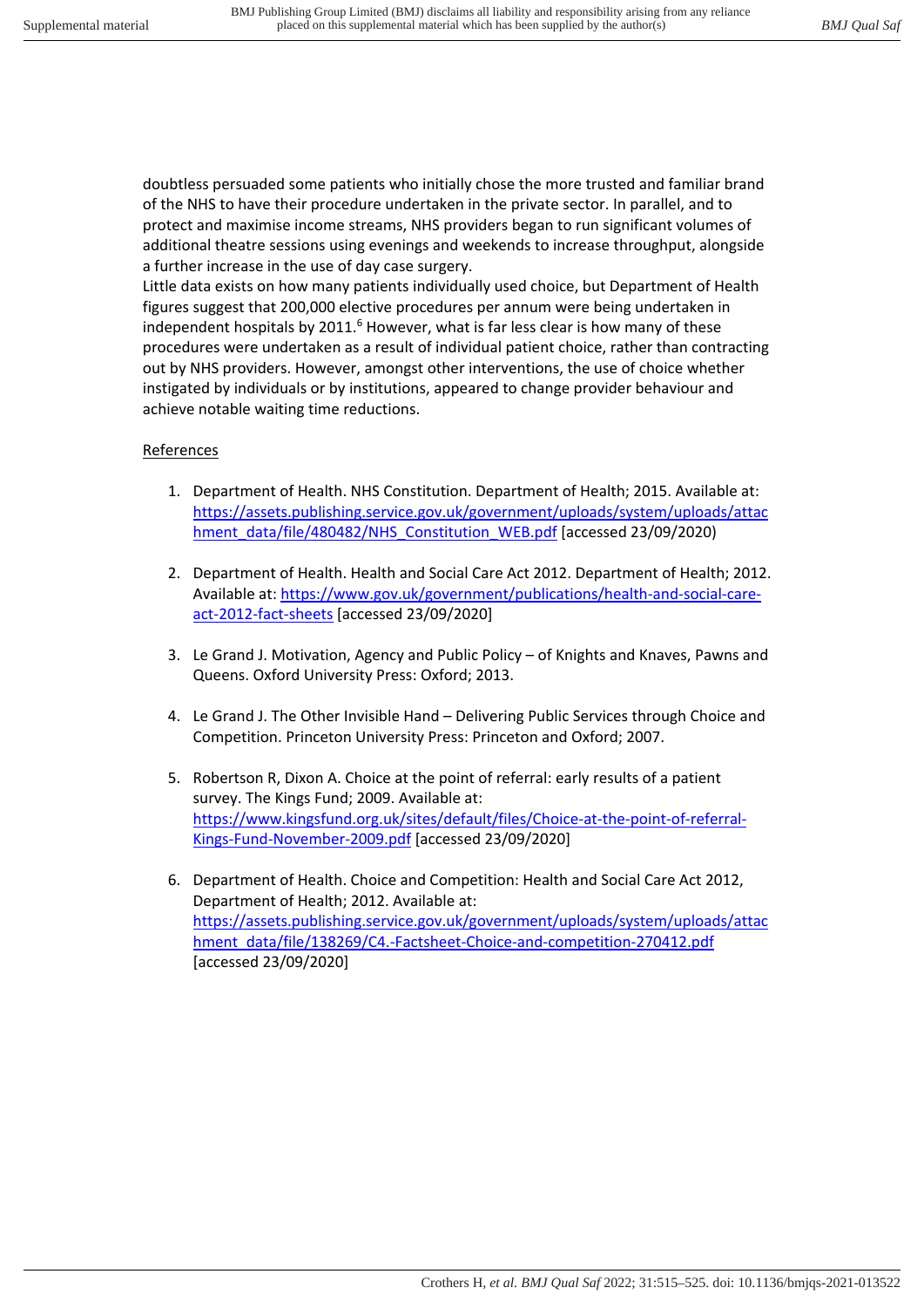doubtless persuaded some patients who initially chose the more trusted and familiar brand of the NHS to have their procedure undertaken in the private sector. In parallel, and to protect and maximise income streams, NHS providers began to run significant volumes of additional theatre sessions using evenings and weekends to increase throughput, alongside a further increase in the use of day case surgery.

Little data exists on how many patients individually used choice, but Department of Health figures suggest that 200,000 elective procedures per annum were being undertaken in independent hospitals by 2011.[6] However, what is far less clear is how many of these procedures were undertaken as a result of individual patient choice, rather than contracting out by NHS providers. However, amongst other interventions, the use of choice whether instigated by individuals or by institutions, appeared to change provider behaviour and achieve notable waiting time reductions.

References

1. Department of Health. NHS Constitution. Department of Health; 2015. Available at: https://assets.publishing.service.gov.uk/government/uploads/system/uploads/attachment_data/file/480482/NHS_Constitution_WEB.pdf [accessed 23/09/2020)

2. Department of Health. Health and Social Care Act 2012. Department of Health; 2012. Available at: https://www.gov.uk/government/publications/health-and-social-care-act-2012-fact-sheets [accessed 23/09/2020]

3. Le Grand J. Motivation, Agency and Public Policy – of Knights and Knaves, Pawns and Queens. Oxford University Press: Oxford; 2013.

4. Le Grand J. The Other Invisible Hand – Delivering Public Services through Choice and Competition. Princeton University Press: Princeton and Oxford; 2007.

5. Robertson R, Dixon A. Choice at the point of referral: early results of a patient survey. The Kings Fund; 2009. Available at: https://www.kingsfund.org.uk/sites/default/files/Choice-at-the-point-of-referral-Kings-Fund-November-2009.pdf [accessed 23/09/2020]

6. Department of Health. Choice and Competition: Health and Social Care Act 2012, Department of Health; 2012. Available at: https://assets.publishing.service.gov.uk/government/uploads/system/uploads/attachment_data/file/138269/C4.-Factsheet-Choice-and-competition-270412.pdf [accessed 23/09/2020]